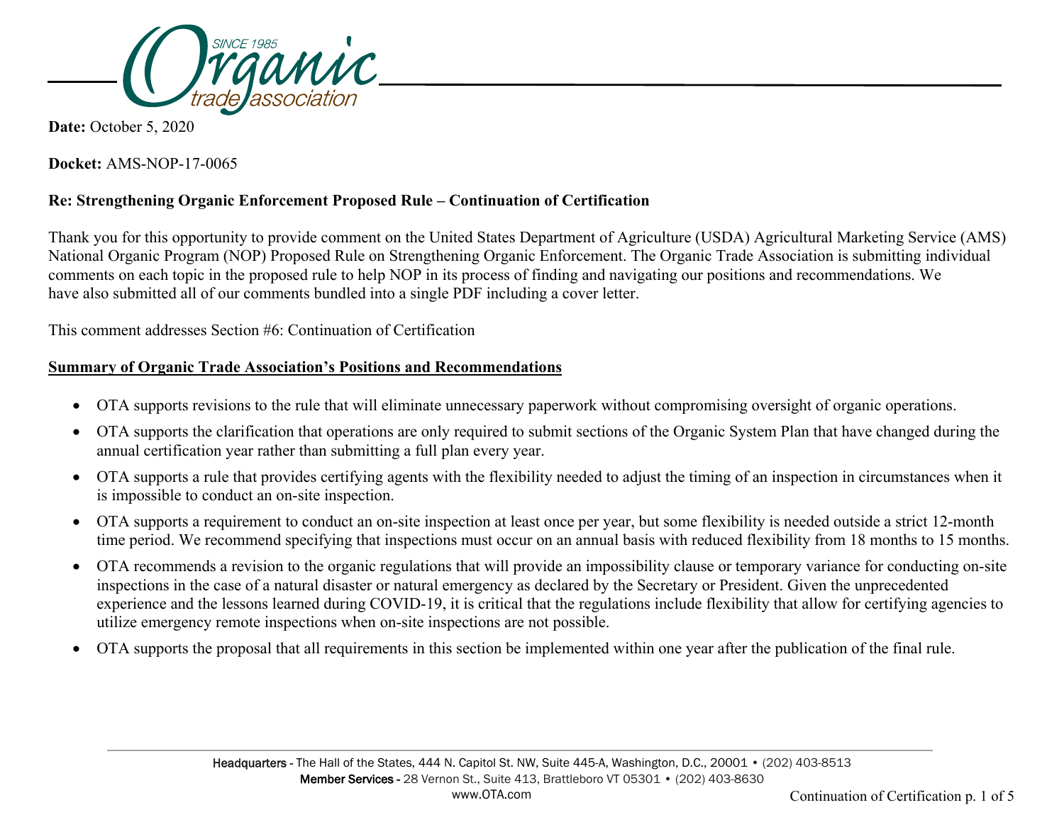**Date:** October 5, 2020

**Docket:** AMS-NOP-17-0065

**Re: Strengthening Organic Enforcement Proposed Rule – Continuation of Certification**

Thank you for this opportunity to provide comment on the United States Department of Agriculture (USDA) Agricultural Marketing Service (AMS) National Organic Program (NOP) Proposed Rule on Strengthening Organic Enforcement. The Organic Trade Association is submitting individual comments on each topic in the proposed rule to help NOP in its process of finding and navigating our positions and recommendations. We have also submitted all of our comments bundled into a single PDF including a cover letter.

This comment addresses Section #6: Continuation of Certification

**Summary of Organic Trade Association's Positions and Recommendations**

- OTA supports revisions to the rule that will eliminate unnecessary paperwork without compromising oversight of organic operations.
- OTA supports the clarification that operations are only required to submit sections of the Organic System Plan that have changed during the annual certification year rather than submitting a full plan every year.
- OTA supports a rule that provides certifying agents with the flexibility needed to adjust the timing of an inspection in circumstances when it is impossible to conduct an on-site inspection.
- OTA supports a requirement to conduct an on-site inspection at least once per year, but some flexibility is needed outside a strict 12-month time period. We recommend specifying that inspections must occur on an annual basis with reduced flexibility from 18 months to 15 months.
- OTA recommends a revision to the organic regulations that will provide an impossibility clause or temporary variance for conducting on-site inspections in the case of a natural disaster or natural emergency as declared by the Secretary or President. Given the unprecedented experience and the lessons learned during COVID-19, it is critical that the regulations include flexibility that allow for certifying agencies to utilize emergency remote inspections when on-site inspections are not possible.
- OTA supports the proposal that all requirements in this section be implemented within one year after the publication of the final rule.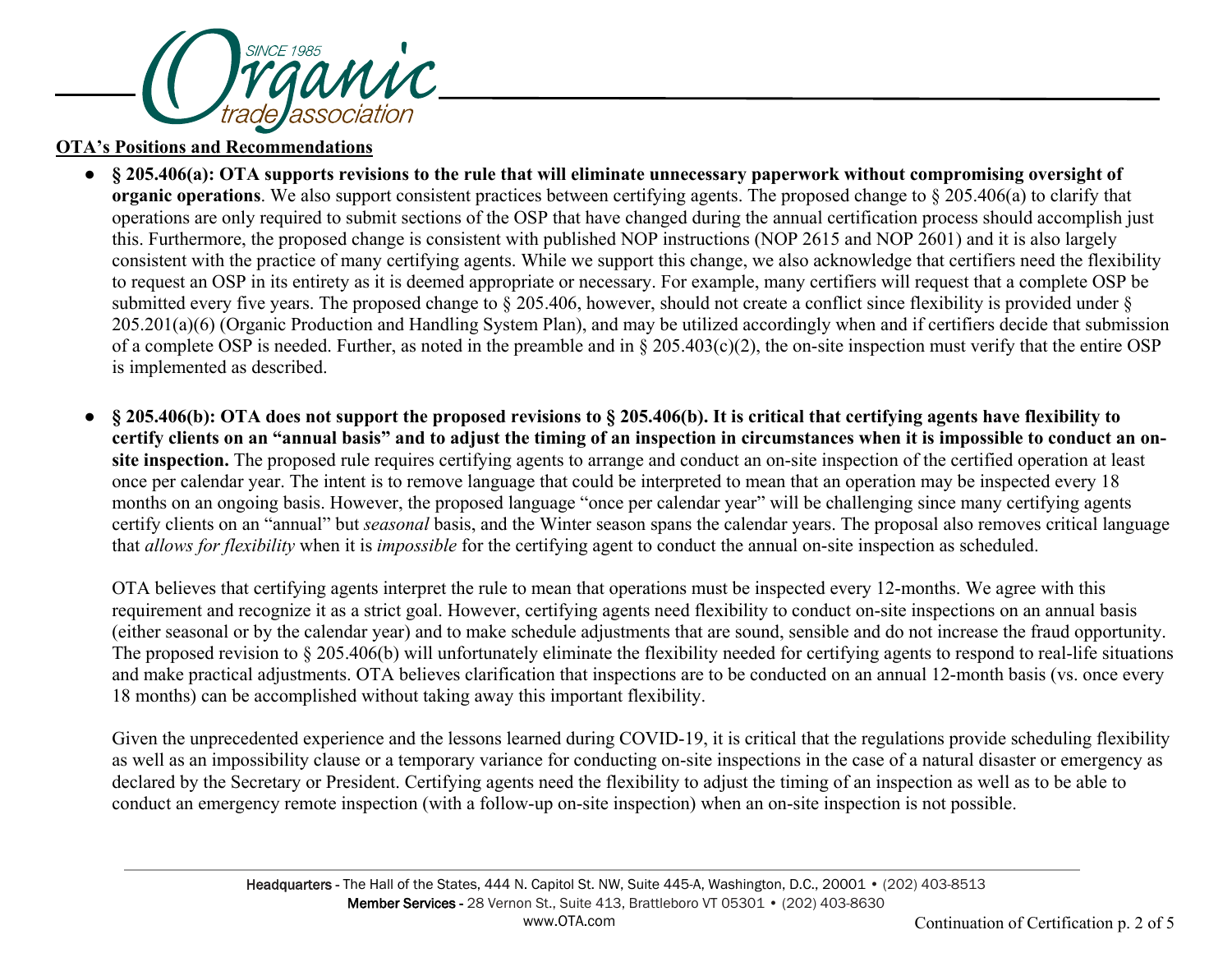**OTA's Positions and Recommendations**

- **§ 205.406(a): OTA supports revisions to the rule that will eliminate unnecessary paperwork without compromising oversight of organic operations**. We also support consistent practices between certifying agents. The proposed change to § 205.406(a) to clarify that operations are only required to submit sections of the OSP that have changed during the annual certification process should accomplish just this. Furthermore, the proposed change is consistent with published NOP instructions (NOP 2615 and NOP 2601) and it is also largely consistent with the practice of many certifying agents. While we support this change, we also acknowledge that certifiers need the flexibility to request an OSP in its entirety as it is deemed appropriate or necessary. For example, many certifiers will request that a complete OSP be submitted every five years. The proposed change to § 205.406, however, should not create a conflict since flexibility is provided under § 205.201(a)(6) (Organic Production and Handling System Plan), and may be utilized accordingly when and if certifiers decide that submission of a complete OSP is needed. Further, as noted in the preamble and in § 205.403(c)(2), the on-site inspection must verify that the entire OSP is implemented as described.

- **§ 205.406(b): OTA does not support the proposed revisions to § 205.406(b). It is critical that certifying agents have flexibility to certify clients on an "annual basis" and to adjust the timing of an inspection in circumstances when it is impossible to conduct an on-site inspection.** The proposed rule requires certifying agents to arrange and conduct an on-site inspection of the certified operation at least once per calendar year. The intent is to remove language that could be interpreted to mean that an operation may be inspected every 18 months on an ongoing basis. However, the proposed language "once per calendar year" will be challenging since many certifying agents certify clients on an "annual" but *seasonal* basis, and the Winter season spans the calendar years. The proposal also removes critical language that *allows for flexibility* when it is *impossible* for the certifying agent to conduct the annual on-site inspection as scheduled.

  OTA believes that certifying agents interpret the rule to mean that operations must be inspected every 12-months. We agree with this requirement and recognize it as a strict goal. However, certifying agents need flexibility to conduct on-site inspections on an annual basis (either seasonal or by the calendar year) and to make schedule adjustments that are sound, sensible and do not increase the fraud opportunity. The proposed revision to § 205.406(b) will unfortunately eliminate the flexibility needed for certifying agents to respond to real-life situations and make practical adjustments. OTA believes clarification that inspections are to be conducted on an annual 12-month basis (vs. once every 18 months) can be accomplished without taking away this important flexibility.

  Given the unprecedented experience and the lessons learned during COVID-19, it is critical that the regulations provide scheduling flexibility as well as an impossibility clause or a temporary variance for conducting on-site inspections in the case of a natural disaster or emergency as declared by the Secretary or President. Certifying agents need the flexibility to adjust the timing of an inspection as well as to be able to conduct an emergency remote inspection (with a follow-up on-site inspection) when an on-site inspection is not possible.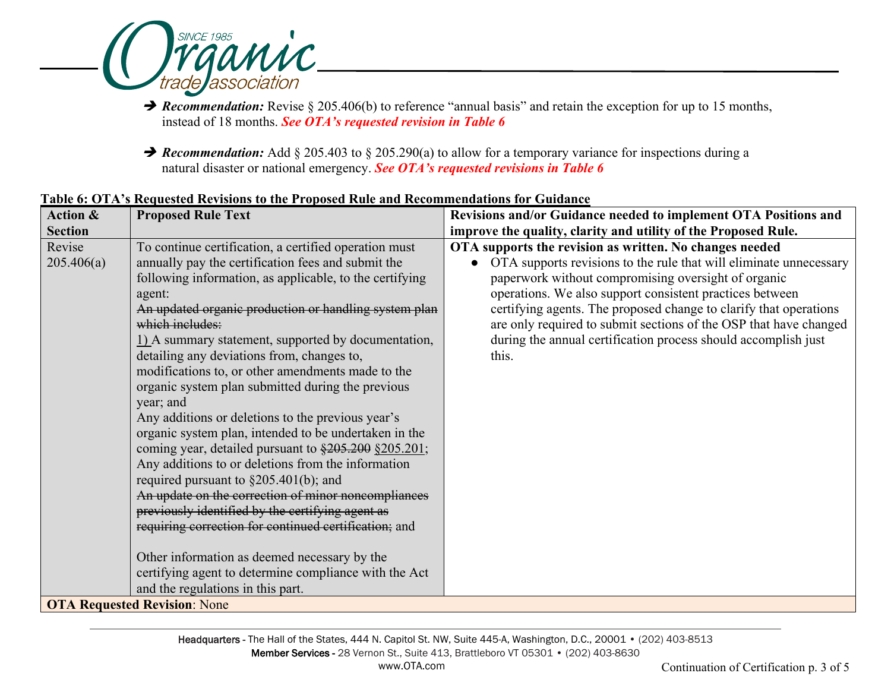➔ ***Recommendation:*** Revise § 205.406(b) to reference "annual basis" and retain the exception for up to 15 months, instead of 18 months. ***See OTA's requested revision in Table 6***

➔ ***Recommendation:*** Add § 205.403 to § 205.290(a) to allow for a temporary variance for inspections during a natural disaster or national emergency. ***See OTA's requested revisions in Table 6***

**Table 6: OTA's Requested Revisions to the Proposed Rule and Recommendations for Guidance**

| Action & Section | Proposed Rule Text | Revisions and/or Guidance needed to implement OTA Positions and improve the quality, clarity and utility of the Proposed Rule. |
|---|---|---|
| Revise 205.406(a) | To continue certification, a certified operation must annually pay the certification fees and submit the following information, as applicable, to the certifying agent:<br>~~An updated organic production or handling system plan which includes:~~<br><u>1)</u> A summary statement, supported by documentation, detailing any deviations from, changes to, modifications to, or other amendments made to the organic system plan submitted during the previous year; and<br>Any additions or deletions to the previous year's organic system plan, intended to be undertaken in the coming year, detailed pursuant to ~~§205.200~~ <u>§205.201</u>;<br>Any additions to or deletions from the information required pursuant to §205.401(b); and<br>~~An update on the correction of minor noncompliances previously identified by the certifying agent as requiring correction for continued certification;~~ and<br><br>Other information as deemed necessary by the certifying agent to determine compliance with the Act and the regulations in this part. | **OTA supports the revision as written. No changes needed**<br>● OTA supports revisions to the rule that will eliminate unnecessary paperwork without compromising oversight of organic operations. We also support consistent practices between certifying agents. The proposed change to clarify that operations are only required to submit sections of the OSP that have changed during the annual certification process should accomplish just this. |
| **OTA Requested Revision**: None | | |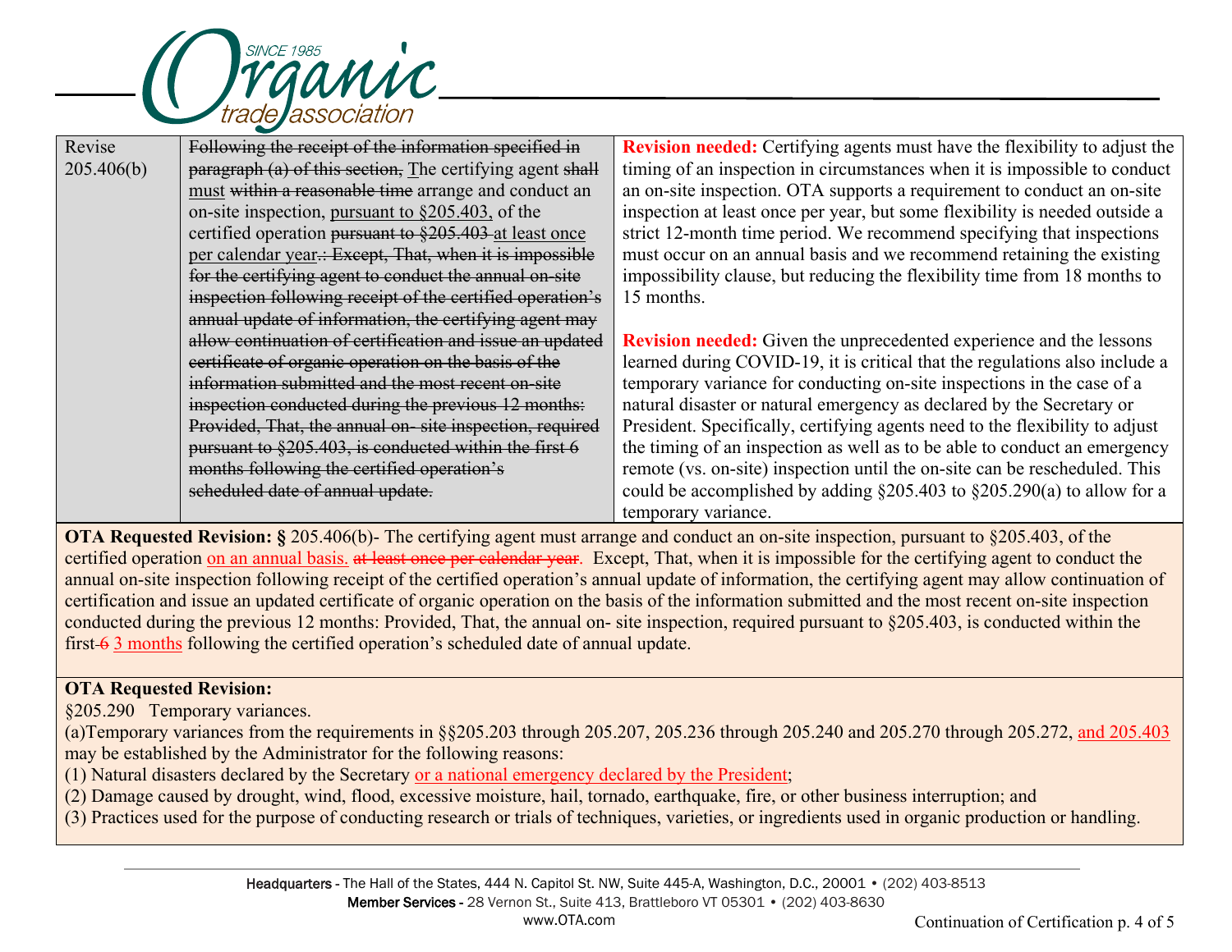| Revise 205.406(b) | ~~Following the receipt of the information specified in paragraph (a) of this section,~~ The certifying agent ~~shall~~ must ~~within a reasonable time~~ arrange and conduct an on-site inspection, pursuant to §205.403, of the certified operation ~~pursuant to §205.403~~ at least once per calendar year~~.: Except, That, when it is impossible for the certifying agent to conduct the annual on-site inspection following receipt of the certified operation's annual update of information, the certifying agent may allow continuation of certification and issue an updated certificate of organic operation on the basis of the information submitted and the most recent on-site inspection conducted during the previous 12 months: Provided, That, the annual on- site inspection, required pursuant to §205.403, is conducted within the first 6 months following the certified operation's scheduled date of annual update.~~ | **Revision needed:** Certifying agents must have the flexibility to adjust the timing of an inspection in circumstances when it is impossible to conduct an on-site inspection. OTA supports a requirement to conduct an on-site inspection at least once per year, but some flexibility is needed outside a strict 12-month time period. We recommend specifying that inspections must occur on an annual basis and we recommend retaining the existing impossibility clause, but reducing the flexibility time from 18 months to 15 months.<br><br>**Revision needed:** Given the unprecedented experience and the lessons learned during COVID-19, it is critical that the regulations also include a temporary variance for conducting on-site inspections in the case of a natural disaster or natural emergency as declared by the Secretary or President. Specifically, certifying agents need to the flexibility to adjust the timing of an inspection as well as to be able to conduct an emergency remote (vs. on-site) inspection until the on-site can be rescheduled. This could be accomplished by adding §205.403 to §205.290(a) to allow for a temporary variance. |
|---|---|---|

**OTA Requested Revision: §** 205.406(b)- The certifying agent must arrange and conduct an on-site inspection, pursuant to §205.403, of the certified operation on an annual basis. ~~at least once per calendar year~~. Except, That, when it is impossible for the certifying agent to conduct the annual on-site inspection following receipt of the certified operation's annual update of information, the certifying agent may allow continuation of certification and issue an updated certificate of organic operation on the basis of the information submitted and the most recent on-site inspection conducted during the previous 12 months: Provided, That, the annual on- site inspection, required pursuant to §205.403, is conducted within the first ~~6~~ 3 months following the certified operation's scheduled date of annual update.

**OTA Requested Revision:**

§205.290 Temporary variances.

(a)Temporary variances from the requirements in §§205.203 through 205.207, 205.236 through 205.240 and 205.270 through 205.272, and 205.403 may be established by the Administrator for the following reasons:

(1) Natural disasters declared by the Secretary or a national emergency declared by the President;

(2) Damage caused by drought, wind, flood, excessive moisture, hail, tornado, earthquake, fire, or other business interruption; and

(3) Practices used for the purpose of conducting research or trials of techniques, varieties, or ingredients used in organic production or handling.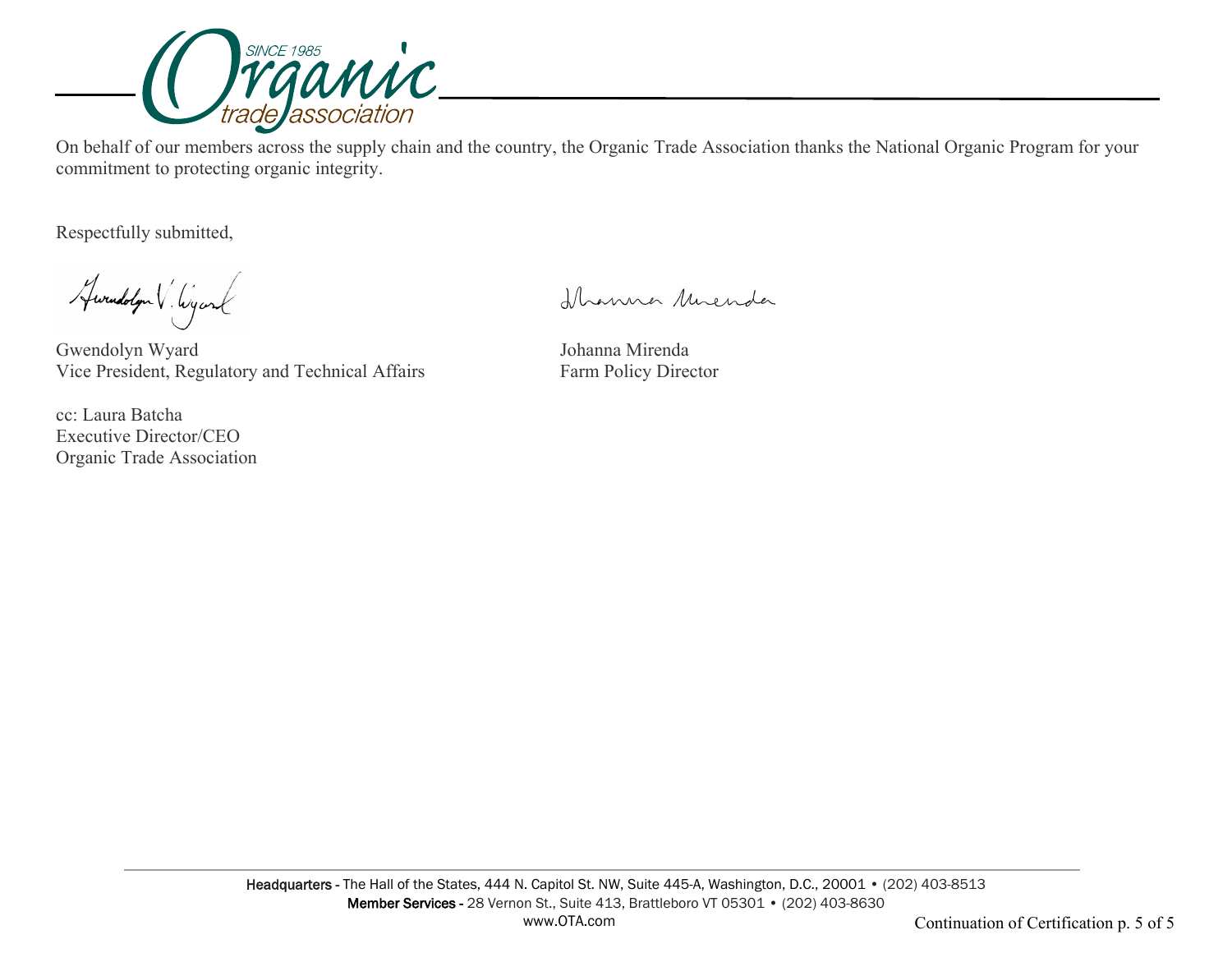On behalf of our members across the supply chain and the country, the Organic Trade Association thanks the National Organic Program for your commitment to protecting organic integrity.

Respectfully submitted,

Gwendolyn Wyard
Vice President, Regulatory and Technical Affairs

Johanna Mirenda
Farm Policy Director

cc: Laura Batcha
Executive Director/CEO
Organic Trade Association